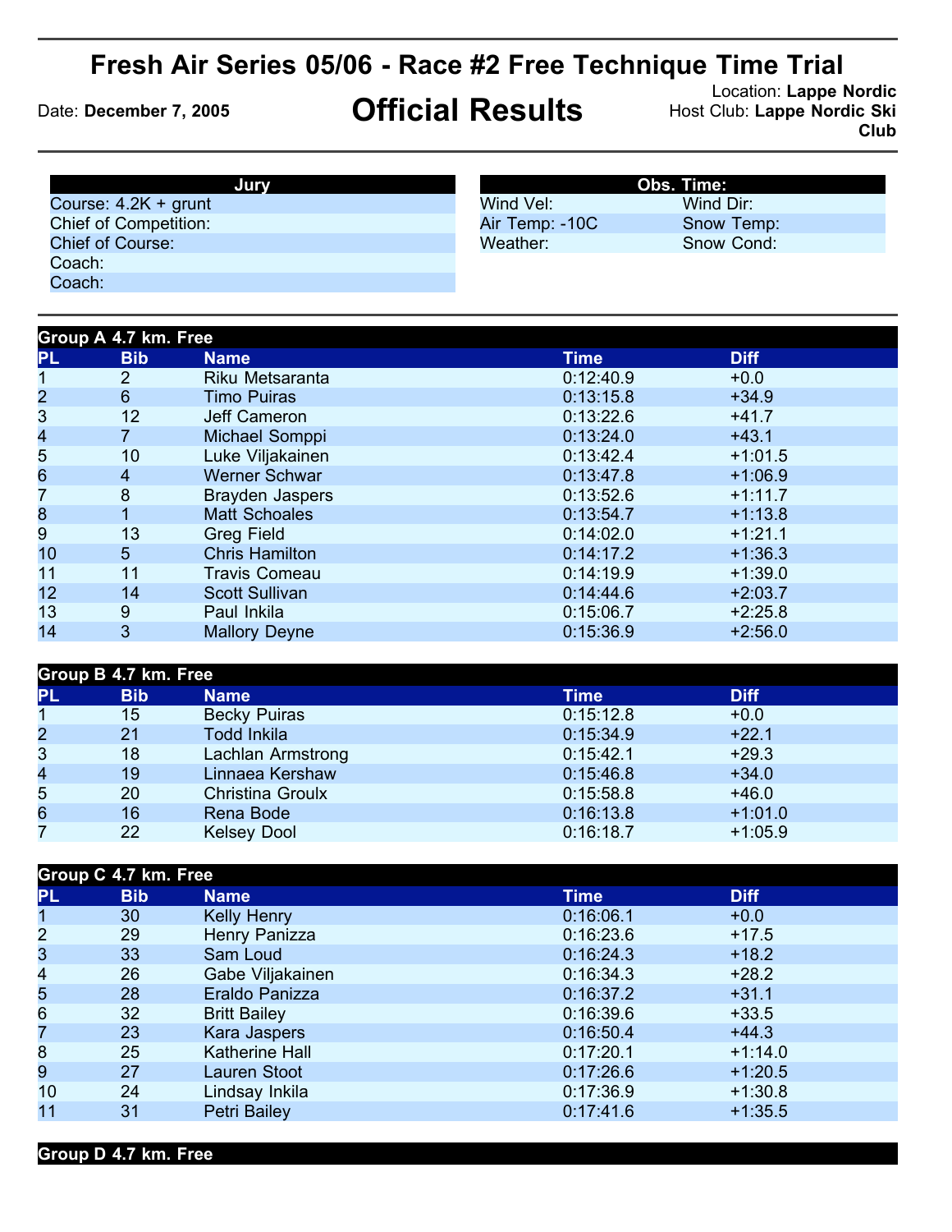# Fresh Air Series 05/06 - Race #2 Free Technique Time Trial

Date: **December 7, 2005**

## Official Results

Location: **Lappe Nordic**
Host Club: **Lappe Nordic Ski Club**

| Jury |
|---|
| Course: 4.2K + grunt |
| Chief of Competition: |
| Chief of Course: |
| Coach: |
| Coach: |

| Obs. Time: | |
|---|---|
| Wind Vel: | Wind Dir: |
| Air Temp: -10C | Snow Temp: |
| Weather: | Snow Cond: |

### Group A 4.7 km. Free

| PL | Bib | Name | Time | Diff |
|---|---|---|---|---|
| 1 | 2 | Riku Metsaranta | 0:12:40.9 | +0.0 |
| 2 | 6 | Timo Puiras | 0:13:15.8 | +34.9 |
| 3 | 12 | Jeff Cameron | 0:13:22.6 | +41.7 |
| 4 | 7 | Michael Somppi | 0:13:24.0 | +43.1 |
| 5 | 10 | Luke Viljakainen | 0:13:42.4 | +1:01.5 |
| 6 | 4 | Werner Schwar | 0:13:47.8 | +1:06.9 |
| 7 | 8 | Brayden Jaspers | 0:13:52.6 | +1:11.7 |
| 8 | 1 | Matt Schoales | 0:13:54.7 | +1:13.8 |
| 9 | 13 | Greg Field | 0:14:02.0 | +1:21.1 |
| 10 | 5 | Chris Hamilton | 0:14:17.2 | +1:36.3 |
| 11 | 11 | Travis Comeau | 0:14:19.9 | +1:39.0 |
| 12 | 14 | Scott Sullivan | 0:14:44.6 | +2:03.7 |
| 13 | 9 | Paul Inkila | 0:15:06.7 | +2:25.8 |
| 14 | 3 | Mallory Deyne | 0:15:36.9 | +2:56.0 |

### Group B 4.7 km. Free

| PL | Bib | Name | Time | Diff |
|---|---|---|---|---|
| 1 | 15 | Becky Puiras | 0:15:12.8 | +0.0 |
| 2 | 21 | Todd Inkila | 0:15:34.9 | +22.1 |
| 3 | 18 | Lachlan Armstrong | 0:15:42.1 | +29.3 |
| 4 | 19 | Linnaea Kershaw | 0:15:46.8 | +34.0 |
| 5 | 20 | Christina Groulx | 0:15:58.8 | +46.0 |
| 6 | 16 | Rena Bode | 0:16:13.8 | +1:01.0 |
| 7 | 22 | Kelsey Dool | 0:16:18.7 | +1:05.9 |

### Group C 4.7 km. Free

| PL | Bib | Name | Time | Diff |
|---|---|---|---|---|
| 1 | 30 | Kelly Henry | 0:16:06.1 | +0.0 |
| 2 | 29 | Henry Panizza | 0:16:23.6 | +17.5 |
| 3 | 33 | Sam Loud | 0:16:24.3 | +18.2 |
| 4 | 26 | Gabe Viljakainen | 0:16:34.3 | +28.2 |
| 5 | 28 | Eraldo Panizza | 0:16:37.2 | +31.1 |
| 6 | 32 | Britt Bailey | 0:16:39.6 | +33.5 |
| 7 | 23 | Kara Jaspers | 0:16:50.4 | +44.3 |
| 8 | 25 | Katherine Hall | 0:17:20.1 | +1:14.0 |
| 9 | 27 | Lauren Stoot | 0:17:26.6 | +1:20.5 |
| 10 | 24 | Lindsay Inkila | 0:17:36.9 | +1:30.8 |
| 11 | 31 | Petri Bailey | 0:17:41.6 | +1:35.5 |

### Group D 4.7 km. Free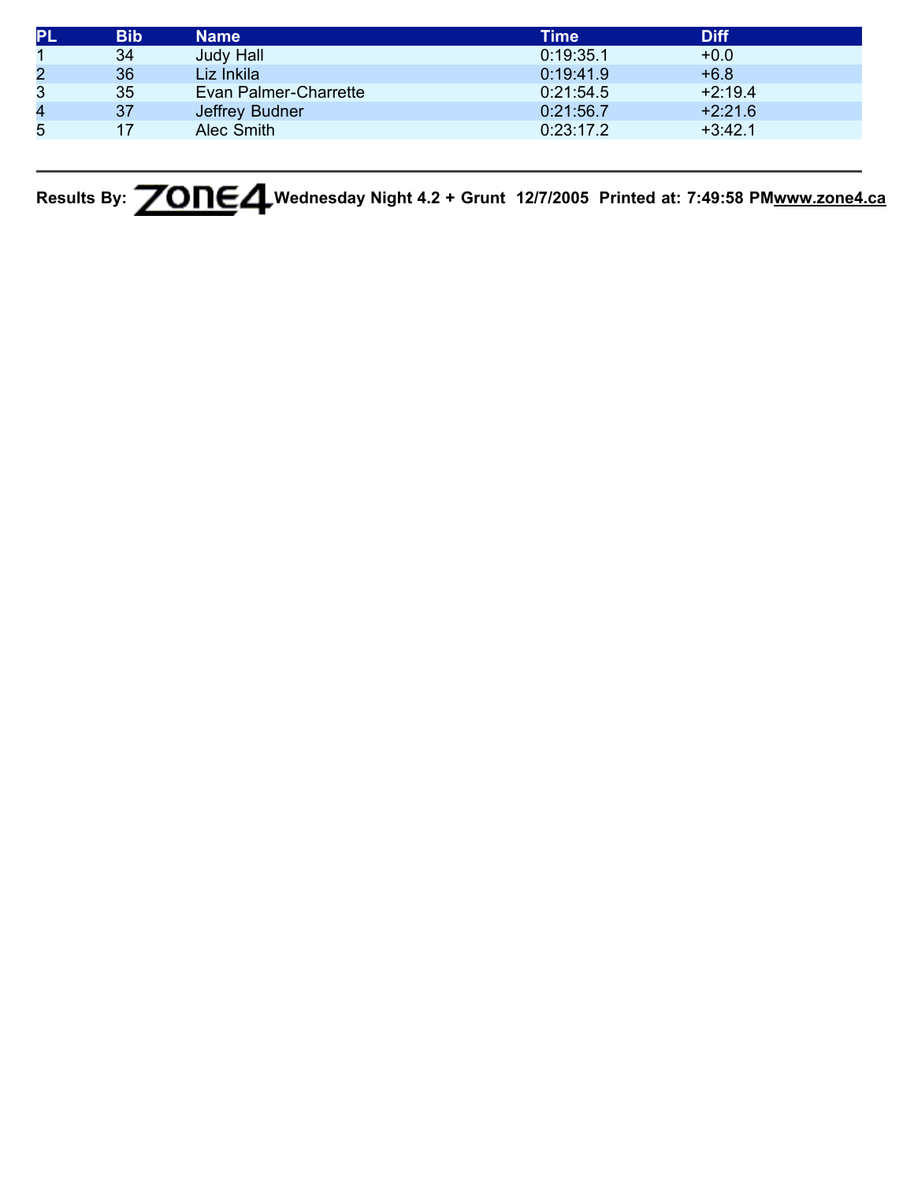| PL | Bib | Name | Time | Diff |
|---|---|---|---|---|
| 1 | 34 | Judy Hall | 0:19:35.1 | +0.0 |
| 2 | 36 | Liz Inkila | 0:19:41.9 | +6.8 |
| 3 | 35 | Evan Palmer-Charrette | 0:21:54.5 | +2:19.4 |
| 4 | 37 | Jeffrey Budner | 0:21:56.7 | +2:21.6 |
| 5 | 17 | Alec Smith | 0:23:17.2 | +3:42.1 |